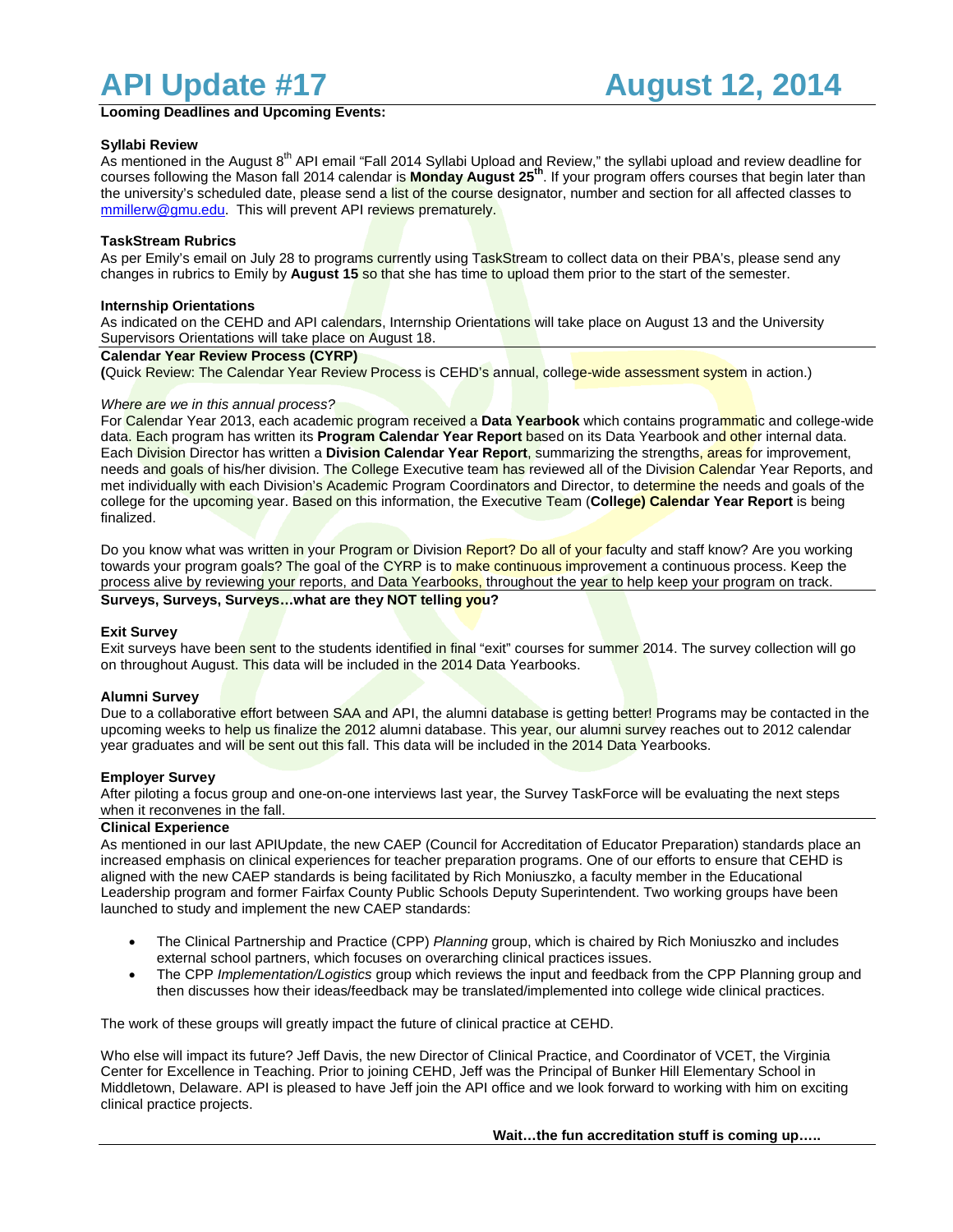# API Update #17 August 12, 2014

**Looming Deadlines and Upcoming Events:**

**Syllabi Review**
As mentioned in the August 8th API email "Fall 2014 Syllabi Upload and Review," the syllabi upload and review deadline for courses following the Mason fall 2014 calendar is **Monday August 25th**. If your program offers courses that begin later than the university's scheduled date, please send a list of the course designator, number and section for all affected classes to mmillerw@gmu.edu. This will prevent API reviews prematurely.

**TaskStream Rubrics**
As per Emily's email on July 28 to programs currently using TaskStream to collect data on their PBA's, please send any changes in rubrics to Emily by **August 15** so that she has time to upload them prior to the start of the semester.

**Internship Orientations**
As indicated on the CEHD and API calendars, Internship Orientations will take place on August 13 and the University Supervisors Orientations will take place on August 18.

---

**Calendar Year Review Process (CYRP)**
**(**Quick Review: The Calendar Year Review Process is CEHD's annual, college-wide assessment system in action.)

*Where are we in this annual process?*
For Calendar Year 2013, each academic program received a **Data Yearbook** which contains programmatic and college-wide data. Each program has written its **Program Calendar Year Report** based on its Data Yearbook and other internal data. Each Division Director has written a **Division Calendar Year Report**, summarizing the strengths, areas for improvement, needs and goals of his/her division. The College Executive team has reviewed all of the Division Calendar Year Reports, and met individually with each Division's Academic Program Coordinators and Director, to determine the needs and goals of the college for the upcoming year. Based on this information, the Executive Team (**College) Calendar Year Report** is being finalized.

Do you know what was written in your Program or Division Report? Do all of your faculty and staff know? Are you working towards your program goals? The goal of the CYRP is to make continuous improvement a continuous process. Keep the process alive by reviewing your reports, and Data Yearbooks, throughout the year to help keep your program on track.

---

**Surveys, Surveys, Surveys…what are they NOT telling you?**

**Exit Survey**
Exit surveys have been sent to the students identified in final "exit" courses for summer 2014. The survey collection will go on throughout August. This data will be included in the 2014 Data Yearbooks.

**Alumni Survey**
Due to a collaborative effort between SAA and API, the alumni database is getting better! Programs may be contacted in the upcoming weeks to help us finalize the 2012 alumni database. This year, our alumni survey reaches out to 2012 calendar year graduates and will be sent out this fall. This data will be included in the 2014 Data Yearbooks.

**Employer Survey**
After piloting a focus group and one-on-one interviews last year, the Survey TaskForce will be evaluating the next steps when it reconvenes in the fall.

---

**Clinical Experience**
As mentioned in our last APIUpdate, the new CAEP (Council for Accreditation of Educator Preparation) standards place an increased emphasis on clinical experiences for teacher preparation programs. One of our efforts to ensure that CEHD is aligned with the new CAEP standards is being facilitated by Rich Moniuszko, a faculty member in the Educational Leadership program and former Fairfax County Public Schools Deputy Superintendent. Two working groups have been launched to study and implement the new CAEP standards:

- The Clinical Partnership and Practice (CPP) *Planning* group, which is chaired by Rich Moniuszko and includes external school partners, which focuses on overarching clinical practices issues.
- The CPP *Implementation/Logistics* group which reviews the input and feedback from the CPP Planning group and then discusses how their ideas/feedback may be translated/implemented into college wide clinical practices.

The work of these groups will greatly impact the future of clinical practice at CEHD.

Who else will impact its future? Jeff Davis, the new Director of Clinical Practice, and Coordinator of VCET, the Virginia Center for Excellence in Teaching. Prior to joining CEHD, Jeff was the Principal of Bunker Hill Elementary School in Middletown, Delaware. API is pleased to have Jeff join the API office and we look forward to working with him on exciting clinical practice projects.

**Wait…the fun accreditation stuff is coming up…..**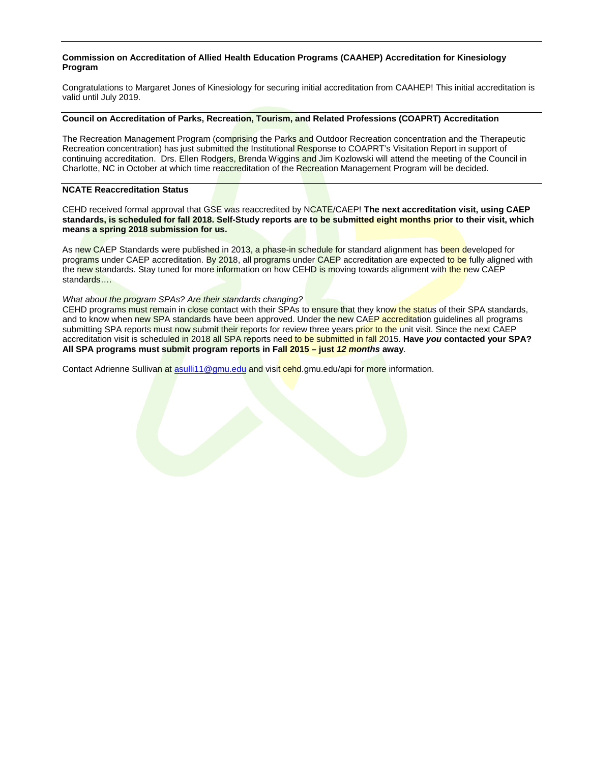## Commission on Accreditation of Allied Health Education Programs (CAAHEP) Accreditation for Kinesiology Program

Congratulations to Margaret Jones of Kinesiology for securing initial accreditation from CAAHEP! This initial accreditation is valid until July 2019.

## Council on Accreditation of Parks, Recreation, Tourism, and Related Professions (COAPRT) Accreditation

The Recreation Management Program (comprising the Parks and Outdoor Recreation concentration and the Therapeutic Recreation concentration) has just submitted the Institutional Response to COAPRT's Visitation Report in support of continuing accreditation. Drs. Ellen Rodgers, Brenda Wiggins and Jim Kozlowski will attend the meeting of the Council in Charlotte, NC in October at which time reaccreditation of the Recreation Management Program will be decided.

## NCATE Reaccreditation Status

CEHD received formal approval that GSE was reaccredited by NCATE/CAEP! **The next accreditation visit, using CAEP standards, is scheduled for fall 2018. Self-Study reports are to be submitted eight months prior to their visit, which means a spring 2018 submission for us.**

As new CAEP Standards were published in 2013, a phase-in schedule for standard alignment has been developed for programs under CAEP accreditation. By 2018, all programs under CAEP accreditation are expected to be fully aligned with the new standards. Stay tuned for more information on how CEHD is moving towards alignment with the new CAEP standards….

*What about the program SPAs? Are their standards changing?*

CEHD programs must remain in close contact with their SPAs to ensure that they know the status of their SPA standards, and to know when new SPA standards have been approved. Under the new CAEP accreditation guidelines all programs submitting SPA reports must now submit their reports for review three years prior to the unit visit. Since the next CAEP accreditation visit is scheduled in 2018 all SPA reports need to be submitted in fall 2015. **Have *you* contacted your SPA? All SPA programs must submit program reports in Fall 2015 – just *12 months* away**.

Contact Adrienne Sullivan at asulli11@gmu.edu and visit cehd.gmu.edu/api for more information.